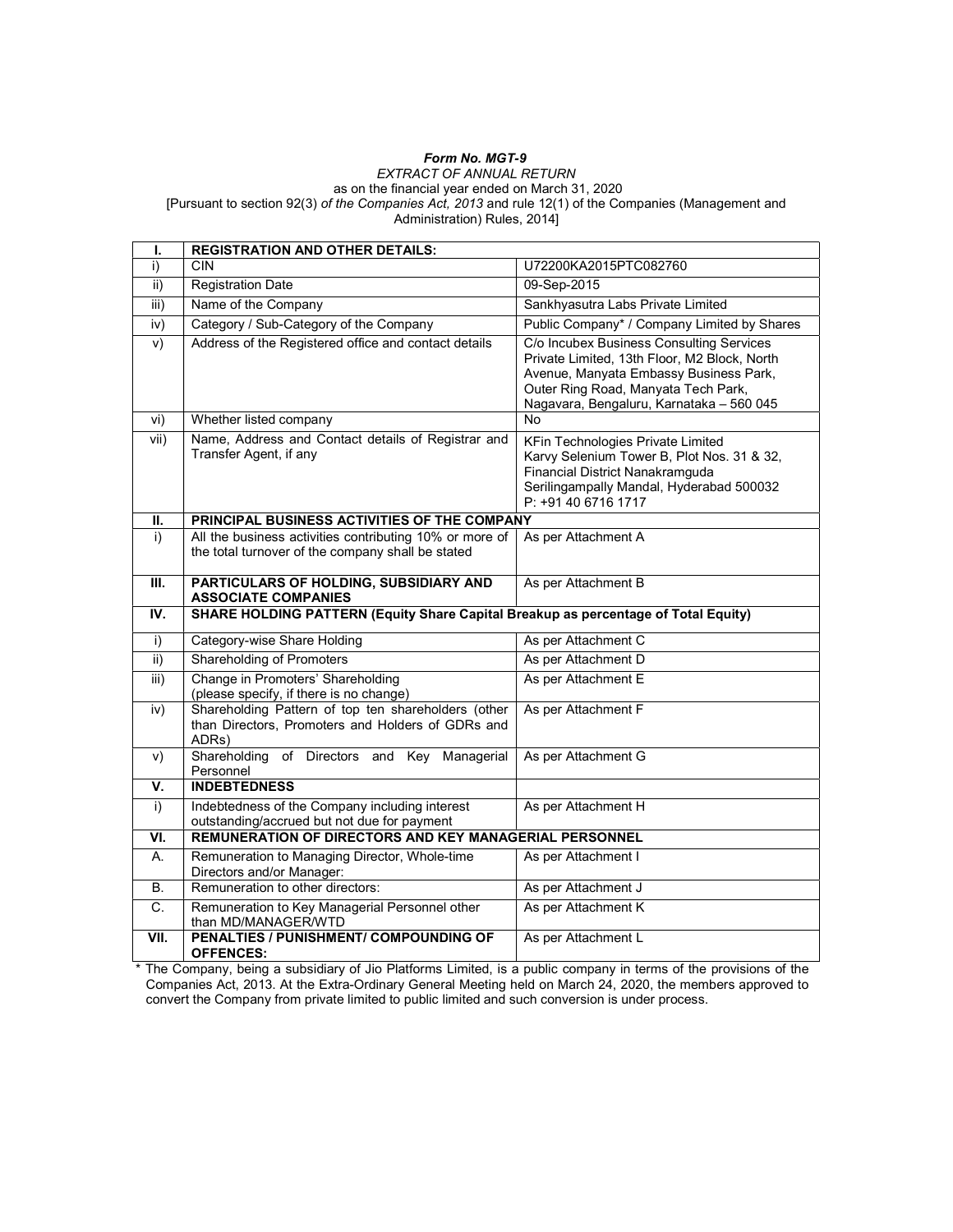***Form No. MGT-9***

*EXTRACT OF ANNUAL RETURN*

as on the financial year ended on March 31, 2020

[Pursuant to section 92(3) *of the Companies Act, 2013* and rule 12(1) of the Companies (Management and Administration) Rules, 2014]

| I. | **REGISTRATION AND OTHER DETAILS:** | |
|---|---|---|
| i) | CIN | U72200KA2015PTC082760 |
| ii) | Registration Date | 09-Sep-2015 |
| iii) | Name of the Company | Sankhyasutra Labs Private Limited |
| iv) | Category / Sub-Category of the Company | Public Company* / Company Limited by Shares |
| v) | Address of the Registered office and contact details | C/o Incubex Business Consulting Services Private Limited, 13th Floor, M2 Block, North Avenue, Manyata Embassy Business Park, Outer Ring Road, Manyata Tech Park, Nagavara, Bengaluru, Karnataka – 560 045 |
| vi) | Whether listed company | No |
| vii) | Name, Address and Contact details of Registrar and Transfer Agent, if any | KFin Technologies Private Limited Karvy Selenium Tower B, Plot Nos. 31 & 32, Financial District Nanakramguda Serilingampally Mandal, Hyderabad 500032 P: +91 40 6716 1717 |
| **II.** | **PRINCIPAL BUSINESS ACTIVITIES OF THE COMPANY** | |
| i) | All the business activities contributing 10% or more of the total turnover of the company shall be stated | As per Attachment A |
| **III.** | **PARTICULARS OF HOLDING, SUBSIDIARY AND ASSOCIATE COMPANIES** | As per Attachment B |
| **IV.** | **SHARE HOLDING PATTERN (Equity Share Capital Breakup as percentage of Total Equity)** | |
| i) | Category-wise Share Holding | As per Attachment C |
| ii) | Shareholding of Promoters | As per Attachment D |
| iii) | Change in Promoters' Shareholding (please specify, if there is no change) | As per Attachment E |
| iv) | Shareholding Pattern of top ten shareholders (other than Directors, Promoters and Holders of GDRs and ADRs) | As per Attachment F |
| v) | Shareholding of Directors and Key Managerial Personnel | As per Attachment G |
| **V.** | **INDEBTEDNESS** | |
| i) | Indebtedness of the Company including interest outstanding/accrued but not due for payment | As per Attachment H |
| **VI.** | **REMUNERATION OF DIRECTORS AND KEY MANAGERIAL PERSONNEL** | |
| A. | Remuneration to Managing Director, Whole-time Directors and/or Manager: | As per Attachment I |
| B. | Remuneration to other directors: | As per Attachment J |
| C. | Remuneration to Key Managerial Personnel other than MD/MANAGER/WTD | As per Attachment K |
| **VII.** | **PENALTIES / PUNISHMENT/ COMPOUNDING OF OFFENCES:** | As per Attachment L |

* The Company, being a subsidiary of Jio Platforms Limited, is a public company in terms of the provisions of the Companies Act, 2013. At the Extra-Ordinary General Meeting held on March 24, 2020, the members approved to convert the Company from private limited to public limited and such conversion is under process.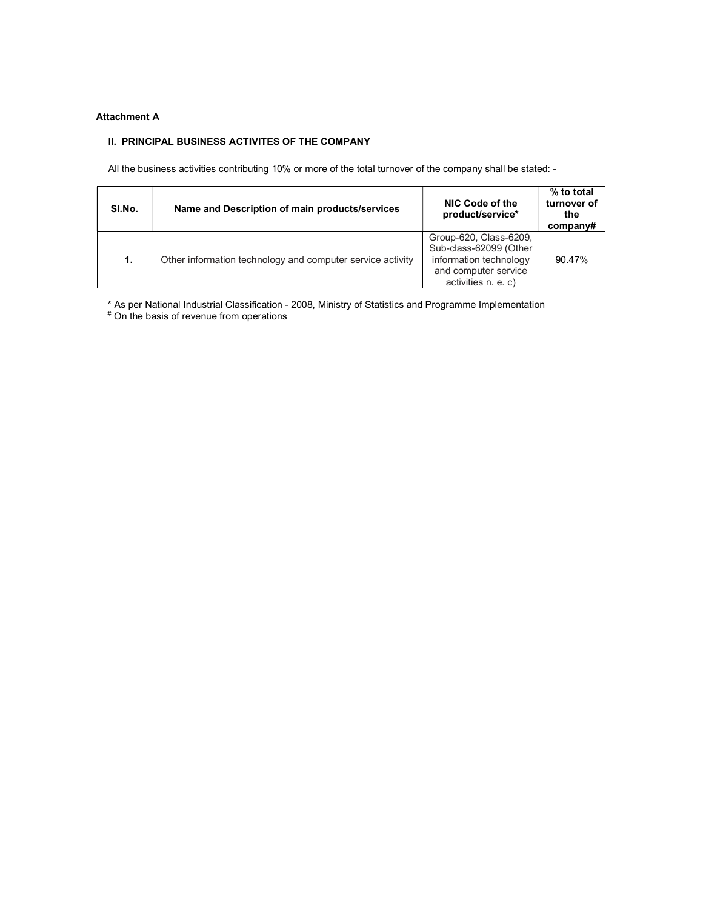**Attachment A**

**II. PRINCIPAL BUSINESS ACTIVITES OF THE COMPANY**

All the business activities contributing 10% or more of the total turnover of the company shall be stated: -

| Sl.No. | Name and Description of main products/services | NIC Code of the product/service* | % to total turnover of the company# |
|---|---|---|---|
| **1.** | Other information technology and computer service activity | Group-620, Class-6209, Sub-class-62099 (Other information technology and computer service activities n. e. c) | 90.47% |

\* As per National Industrial Classification - 2008, Ministry of Statistics and Programme Implementation

\# On the basis of revenue from operations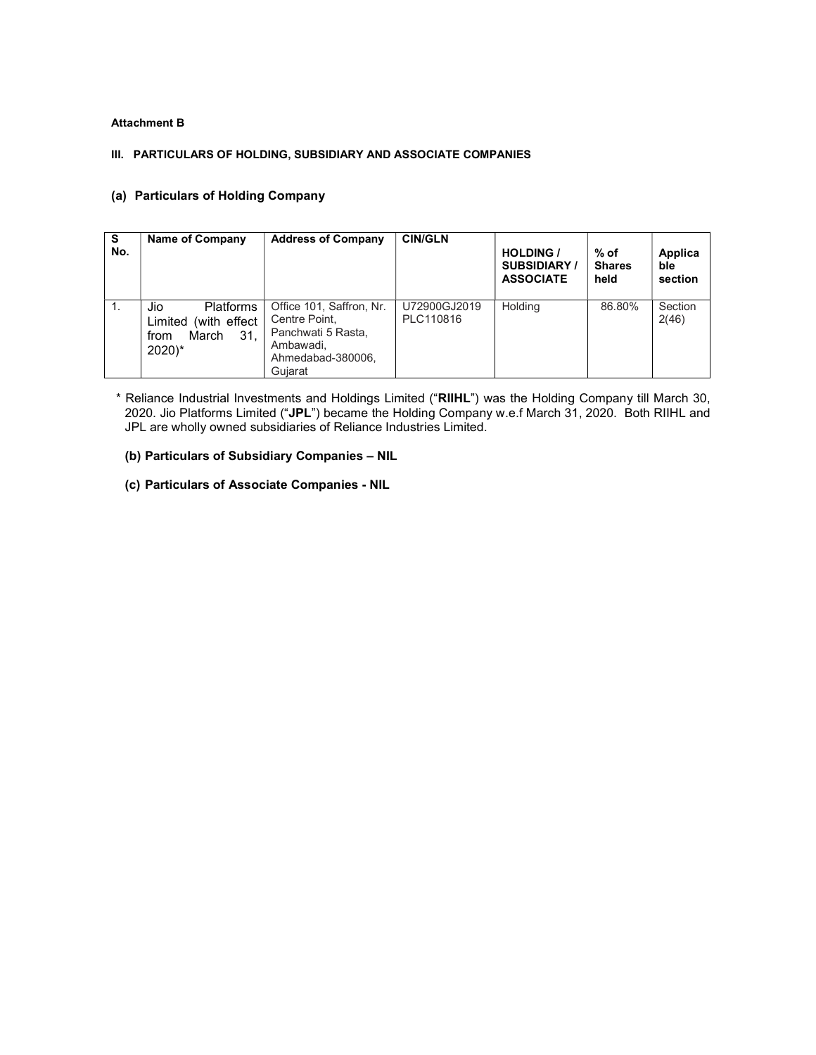**Attachment B**

**III. PARTICULARS OF HOLDING, SUBSIDIARY AND ASSOCIATE COMPANIES**

### (a) Particulars of Holding Company

| S No. | Name of Company | Address of Company | CIN/GLN | HOLDING / SUBSIDIARY / ASSOCIATE | % of Shares held | Applicable section |
|---|---|---|---|---|---|---|
| 1. | Jio Platforms Limited (with effect from March 31, 2020)* | Office 101, Saffron, Nr. Centre Point, Panchwati 5 Rasta, Ambawadi, Ahmedabad-380006, Gujarat | U72900GJ2019 PLC110816 | Holding | 86.80% | Section 2(46) |

* Reliance Industrial Investments and Holdings Limited ("**RIIHL**") was the Holding Company till March 30, 2020. Jio Platforms Limited ("**JPL**") became the Holding Company w.e.f March 31, 2020. Both RIIHL and JPL are wholly owned subsidiaries of Reliance Industries Limited.

**(b) Particulars of Subsidiary Companies – NIL**

**(c) Particulars of Associate Companies - NIL**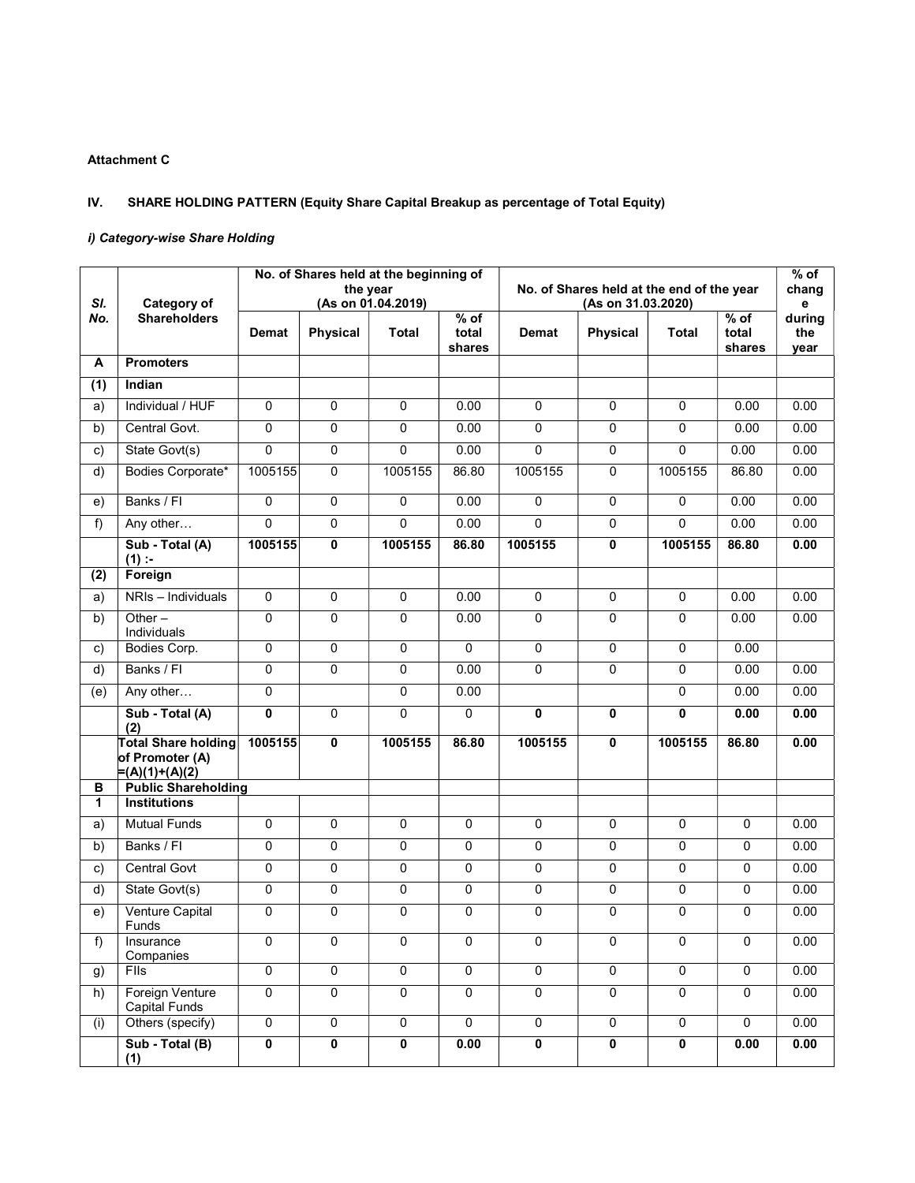**Attachment C**

## IV. SHARE HOLDING PATTERN (Equity Share Capital Breakup as percentage of Total Equity)

### *i) Category-wise Share Holding*

| Sl. No. | Category of Shareholders | No. of Shares held at the beginning of the year (As on 01.04.2019) | | | | No. of Shares held at the end of the year (As on 31.03.2020) | | | | % of change during the year |
|---|---|---|---|---|---|---|---|---|---|---|
| | | Demat | Physical | Total | % of total shares | Demat | Physical | Total | % of total shares | |
| **A** | **Promoters** | | | | | | | | | |
| **(1)** | **Indian** | | | | | | | | | |
| a) | Individual / HUF | 0 | 0 | 0 | 0.00 | 0 | 0 | 0 | 0.00 | 0.00 |
| b) | Central Govt. | 0 | 0 | 0 | 0.00 | 0 | 0 | 0 | 0.00 | 0.00 |
| c) | State Govt(s) | 0 | 0 | 0 | 0.00 | 0 | 0 | 0 | 0.00 | 0.00 |
| d) | Bodies Corporate* | 1005155 | 0 | 1005155 | 86.80 | 1005155 | 0 | 1005155 | 86.80 | 0.00 |
| e) | Banks / FI | 0 | 0 | 0 | 0.00 | 0 | 0 | 0 | 0.00 | 0.00 |
| f) | Any other… | 0 | 0 | 0 | 0.00 | 0 | 0 | 0 | 0.00 | 0.00 |
| | **Sub - Total (A) (1) :-** | **1005155** | **0** | **1005155** | **86.80** | **1005155** | **0** | **1005155** | **86.80** | **0.00** |
| **(2)** | **Foreign** | | | | | | | | | |
| a) | NRIs – Individuals | 0 | 0 | 0 | 0.00 | 0 | 0 | 0 | 0.00 | 0.00 |
| b) | Other – Individuals | 0 | 0 | 0 | 0.00 | 0 | 0 | 0 | 0.00 | 0.00 |
| c) | Bodies Corp. | 0 | 0 | 0 | 0 | 0 | 0 | 0 | 0.00 | |
| d) | Banks / FI | 0 | 0 | 0 | 0.00 | 0 | 0 | 0 | 0.00 | 0.00 |
| (e) | Any other… | 0 | | 0 | 0.00 | | | 0 | 0.00 | 0.00 |
| | **Sub - Total (A) (2)** | **0** | 0 | 0 | 0 | **0** | **0** | **0** | **0.00** | **0.00** |
| | **Total Share holding of Promoter (A) =(A)(1)+(A)(2)** | **1005155** | **0** | **1005155** | **86.80** | **1005155** | **0** | **1005155** | **86.80** | **0.00** |
| **B** | **Public Shareholding** | | | | | | | | | |
| **1** | **Institutions** | | | | | | | | | |
| a) | Mutual Funds | 0 | 0 | 0 | 0 | 0 | 0 | 0 | 0 | 0.00 |
| b) | Banks / FI | 0 | 0 | 0 | 0 | 0 | 0 | 0 | 0 | 0.00 |
| c) | Central Govt | 0 | 0 | 0 | 0 | 0 | 0 | 0 | 0 | 0.00 |
| d) | State Govt(s) | 0 | 0 | 0 | 0 | 0 | 0 | 0 | 0 | 0.00 |
| e) | Venture Capital Funds | 0 | 0 | 0 | 0 | 0 | 0 | 0 | 0 | 0.00 |
| f) | Insurance Companies | 0 | 0 | 0 | 0 | 0 | 0 | 0 | 0 | 0.00 |
| g) | FIIs | 0 | 0 | 0 | 0 | 0 | 0 | 0 | 0 | 0.00 |
| h) | Foreign Venture Capital Funds | 0 | 0 | 0 | 0 | 0 | 0 | 0 | 0 | 0.00 |
| (i) | Others (specify) | 0 | 0 | 0 | 0 | 0 | 0 | 0 | 0 | 0.00 |
| | **Sub - Total (B) (1)** | **0** | **0** | **0** | **0.00** | **0** | **0** | **0** | **0.00** | **0.00** |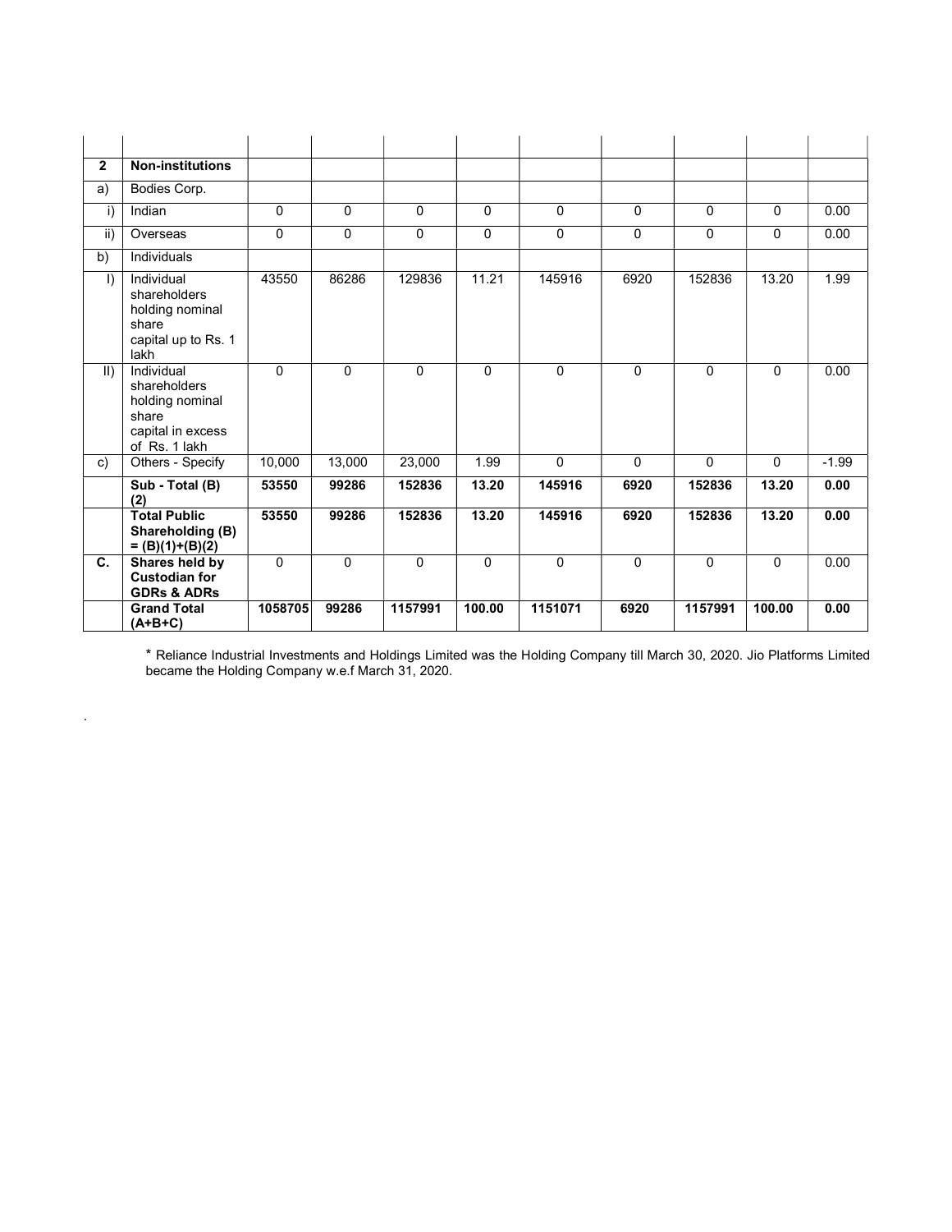| | | | | | | | | | | |
|---|---|---|---|---|---|---|---|---|---|---|
| | | | | | | | | | | |
| **2** | **Non-institutions** | | | | | | | | | |
| a) | Bodies Corp. | | | | | | | | | |
| i) | Indian | 0 | 0 | 0 | 0 | 0 | 0 | 0 | 0 | 0.00 |
| ii) | Overseas | 0 | 0 | 0 | 0 | 0 | 0 | 0 | 0 | 0.00 |
| b) | Individuals | | | | | | | | | |
| I) | Individual shareholders holding nominal share capital up to Rs. 1 lakh | 43550 | 86286 | 129836 | 11.21 | 145916 | 6920 | 152836 | 13.20 | 1.99 |
| II) | Individual shareholders holding nominal share capital in excess of Rs. 1 lakh | 0 | 0 | 0 | 0 | 0 | 0 | 0 | 0 | 0.00 |
| c) | Others - Specify | 10,000 | 13,000 | 23,000 | 1.99 | 0 | 0 | 0 | 0 | -1.99 |
| | **Sub - Total (B) (2)** | **53550** | **99286** | **152836** | **13.20** | **145916** | **6920** | **152836** | **13.20** | **0.00** |
| | **Total Public Shareholding (B) = (B)(1)+(B)(2)** | **53550** | **99286** | **152836** | **13.20** | **145916** | **6920** | **152836** | **13.20** | **0.00** |
| **C.** | **Shares held by Custodian for GDRs & ADRs** | 0 | 0 | 0 | 0 | 0 | 0 | 0 | 0 | 0.00 |
| | **Grand Total (A+B+C)** | **1058705** | **99286** | **1157991** | **100.00** | **1151071** | **6920** | **1157991** | **100.00** | **0.00** |

* Reliance Industrial Investments and Holdings Limited was the Holding Company till March 30, 2020. Jio Platforms Limited became the Holding Company w.e.f March 31, 2020.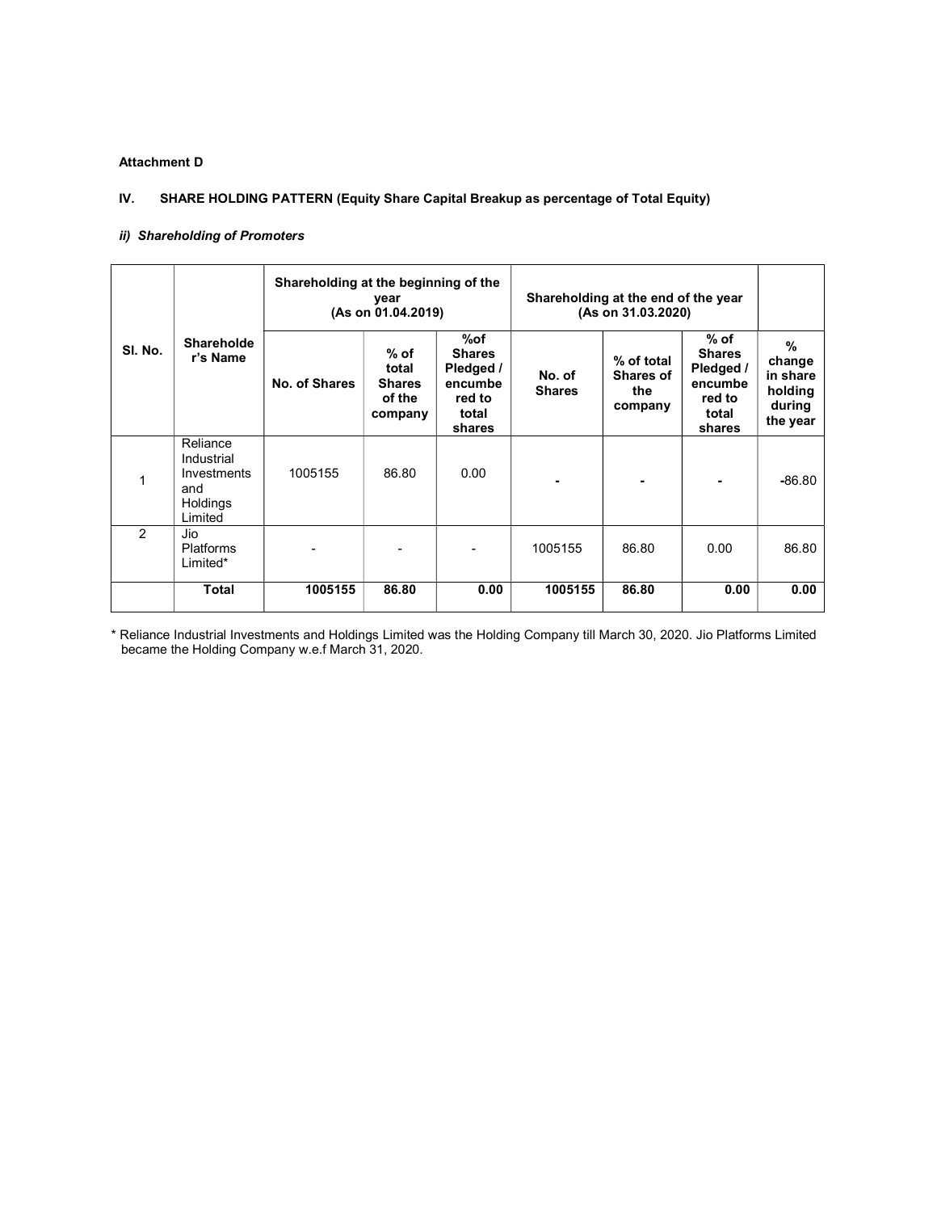**Attachment D**

**IV. SHARE HOLDING PATTERN (Equity Share Capital Breakup as percentage of Total Equity)**

***ii) Shareholding of Promoters***

| Sl. No. | Shareholder's Name | Shareholding at the beginning of the year (As on 01.04.2019) | | | Shareholding at the end of the year (As on 31.03.2020) | | | |
|---|---|---|---|---|---|---|---|---|
| | | No. of Shares | % of total Shares of the company | %of Shares Pledged / encumbered to total shares | No. of Shares | % of total Shares of the company | % of Shares Pledged / encumbered to total shares | % change in share holding during the year |
| 1 | Reliance Industrial Investments and Holdings Limited | 1005155 | 86.80 | 0.00 | - | - | - | -86.80 |
| 2 | Jio Platforms Limited* | - | - | - | 1005155 | 86.80 | 0.00 | 86.80 |
| | **Total** | **1005155** | **86.80** | **0.00** | **1005155** | **86.80** | **0.00** | **0.00** |

* Reliance Industrial Investments and Holdings Limited was the Holding Company till March 30, 2020. Jio Platforms Limited became the Holding Company w.e.f March 31, 2020.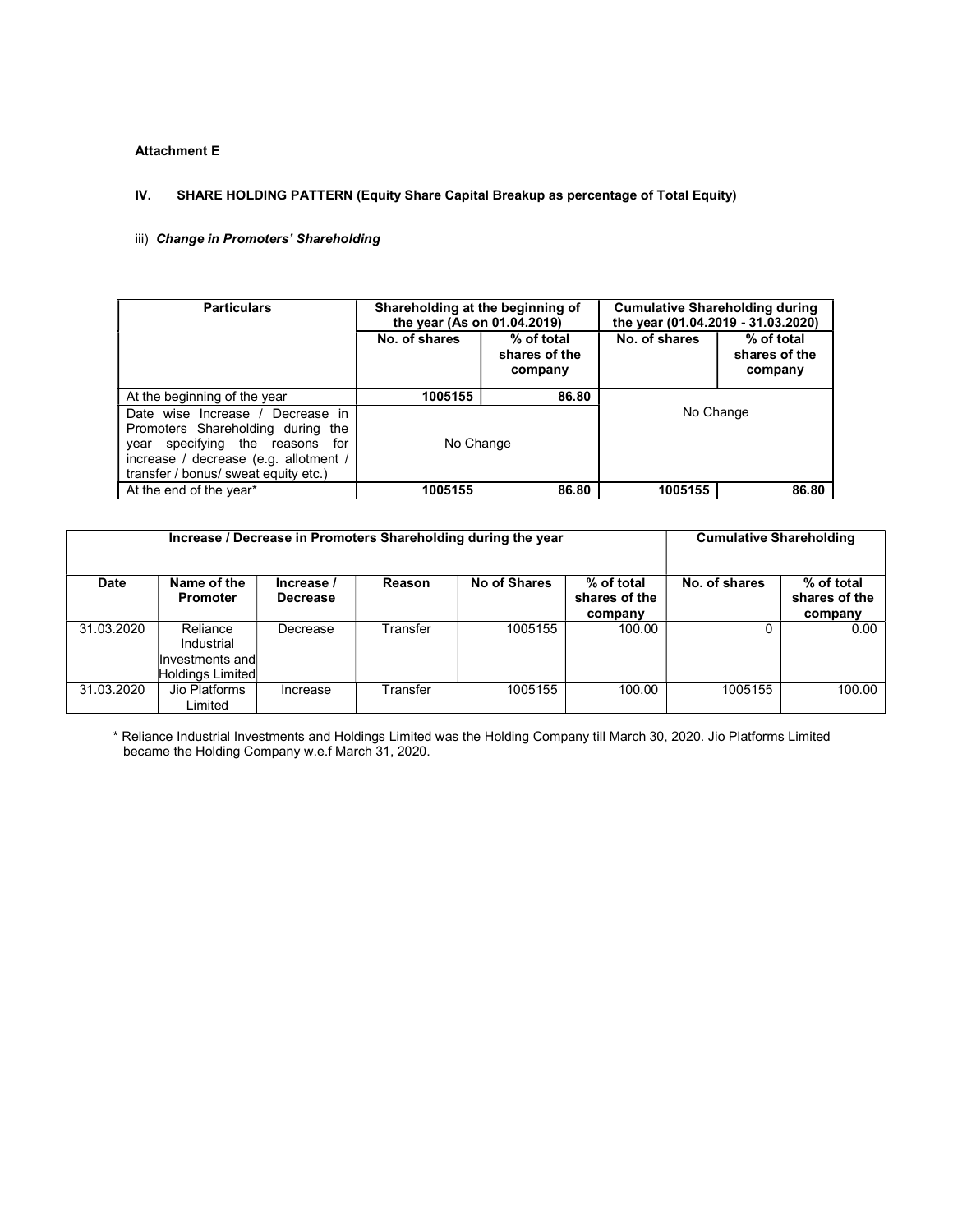**Attachment E**

**IV. SHARE HOLDING PATTERN (Equity Share Capital Breakup as percentage of Total Equity)**

iii) ***Change in Promoters' Shareholding***

| Particulars | Shareholding at the beginning of the year (As on 01.04.2019) | | Cumulative Shareholding during the year (01.04.2019 - 31.03.2020) | |
|---|---|---|---|---|
| | No. of shares | % of total shares of the company | No. of shares | % of total shares of the company |
| At the beginning of the year | **1005155** | **86.80** | No Change | |
| Date wise Increase / Decrease in Promoters Shareholding during the year specifying the reasons for increase / decrease (e.g. allotment / transfer / bonus/ sweat equity etc.) | No Change | | | |
| At the end of the year* | **1005155** | **86.80** | **1005155** | **86.80** |

| Increase / Decrease in Promoters Shareholding during the year | | | | | | Cumulative Shareholding | |
|---|---|---|---|---|---|---|---|
| Date | Name of the Promoter | Increase / Decrease | Reason | No of Shares | % of total shares of the company | No. of shares | % of total shares of the company |
| 31.03.2020 | Reliance Industrial Investments and Holdings Limited | Decrease | Transfer | 1005155 | 100.00 | 0 | 0.00 |
| 31.03.2020 | Jio Platforms Limited | Increase | Transfer | 1005155 | 100.00 | 1005155 | 100.00 |

\* Reliance Industrial Investments and Holdings Limited was the Holding Company till March 30, 2020. Jio Platforms Limited became the Holding Company w.e.f March 31, 2020.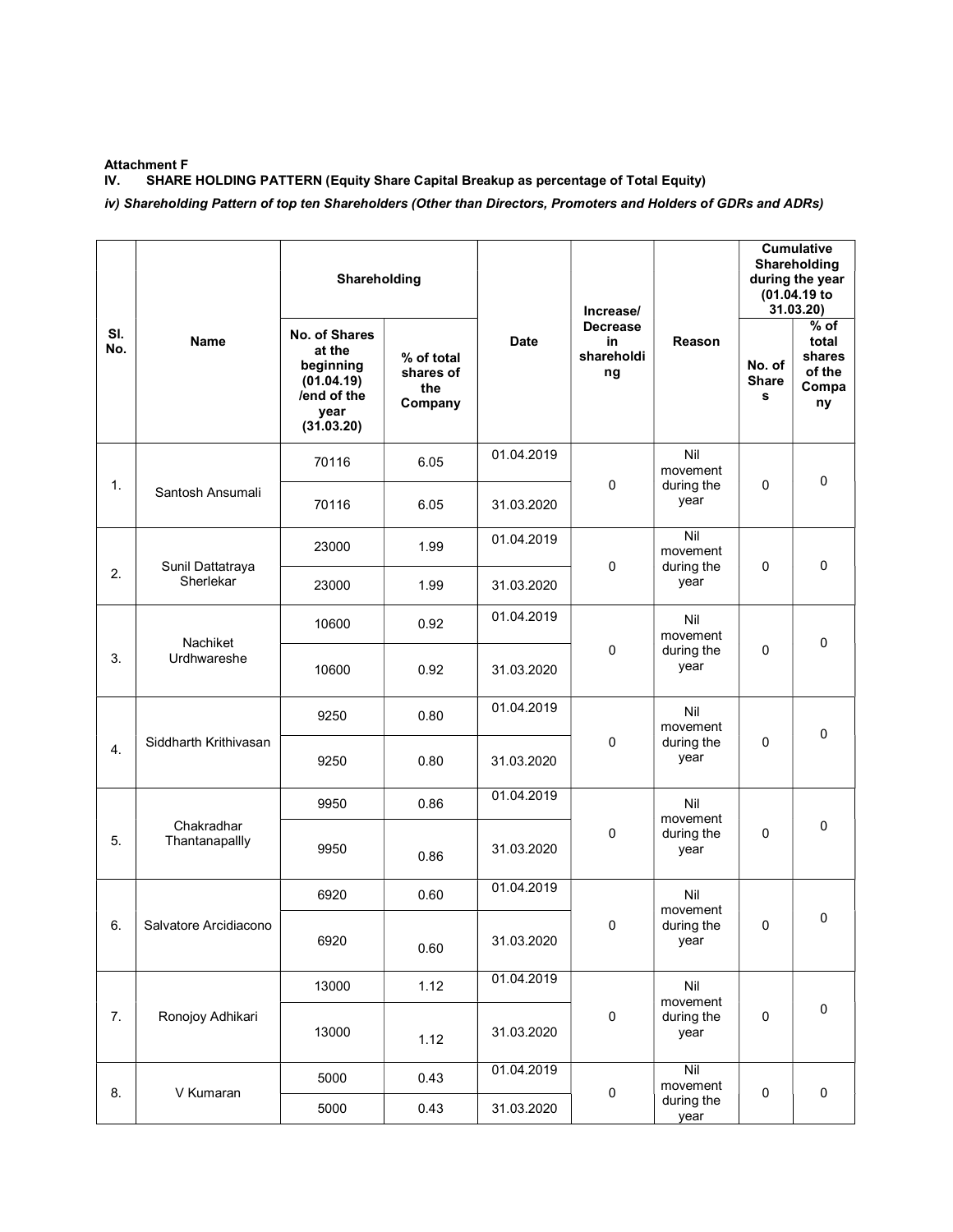**Attachment F**

**IV. SHARE HOLDING PATTERN (Equity Share Capital Breakup as percentage of Total Equity)**

***iv) Shareholding Pattern of top ten Shareholders (Other than Directors, Promoters and Holders of GDRs and ADRs)***

| Sl. No. | Name | Shareholding | | Date | Increase/ Decrease in shareholding | Reason | Cumulative Shareholding during the year (01.04.19 to 31.03.20) | |
|---|---|---|---|---|---|---|---|---|
| | | No. of Shares at the beginning (01.04.19) /end of the year (31.03.20) | % of total shares of the Company | | | | No. of Shares | % of total shares of the Company |
| 1. | Santosh Ansumali | 70116 | 6.05 | 01.04.2019 | 0 | Nil movement during the year | 0 | 0 |
| | | 70116 | 6.05 | 31.03.2020 | | | | |
| 2. | Sunil Dattatraya Sherlekar | 23000 | 1.99 | 01.04.2019 | 0 | Nil movement during the year | 0 | 0 |
| | | 23000 | 1.99 | 31.03.2020 | | | | |
| 3. | Nachiket Urdhwareshe | 10600 | 0.92 | 01.04.2019 | 0 | Nil movement during the year | 0 | 0 |
| | | 10600 | 0.92 | 31.03.2020 | | | | |
| 4. | Siddharth Krithivasan | 9250 | 0.80 | 01.04.2019 | 0 | Nil movement during the year | 0 | 0 |
| | | 9250 | 0.80 | 31.03.2020 | | | | |
| 5. | Chakradhar Thantanapallly | 9950 | 0.86 | 01.04.2019 | 0 | Nil movement during the year | 0 | 0 |
| | | 9950 | 0.86 | 31.03.2020 | | | | |
| 6. | Salvatore Arcidiacono | 6920 | 0.60 | 01.04.2019 | 0 | Nil movement during the year | 0 | 0 |
| | | 6920 | 0.60 | 31.03.2020 | | | | |
| 7. | Ronojoy Adhikari | 13000 | 1.12 | 01.04.2019 | 0 | Nil movement during the year | 0 | 0 |
| | | 13000 | 1.12 | 31.03.2020 | | | | |
| 8. | V Kumaran | 5000 | 0.43 | 01.04.2019 | 0 | Nil movement during the year | 0 | 0 |
| | | 5000 | 0.43 | 31.03.2020 | | | | |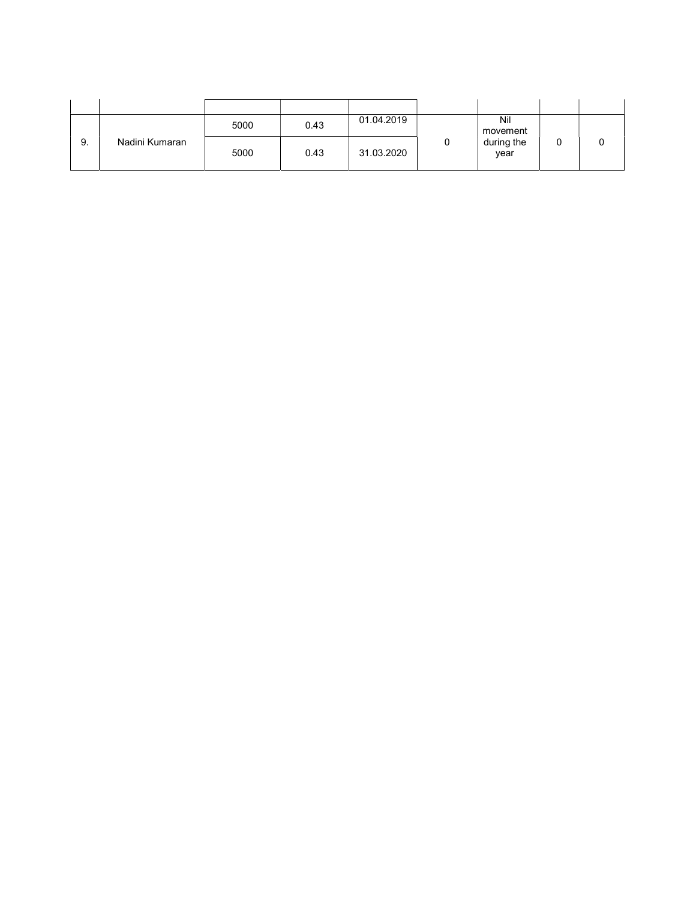| | | | | | | | | |
|---|---|---|---|---|---|---|---|---|
| 9. | Nadini Kumaran | 5000 | 0.43 | 01.04.2019 | 0 | Nil movement during the year | 0 | 0 |
| | | 5000 | 0.43 | 31.03.2020 | | | | |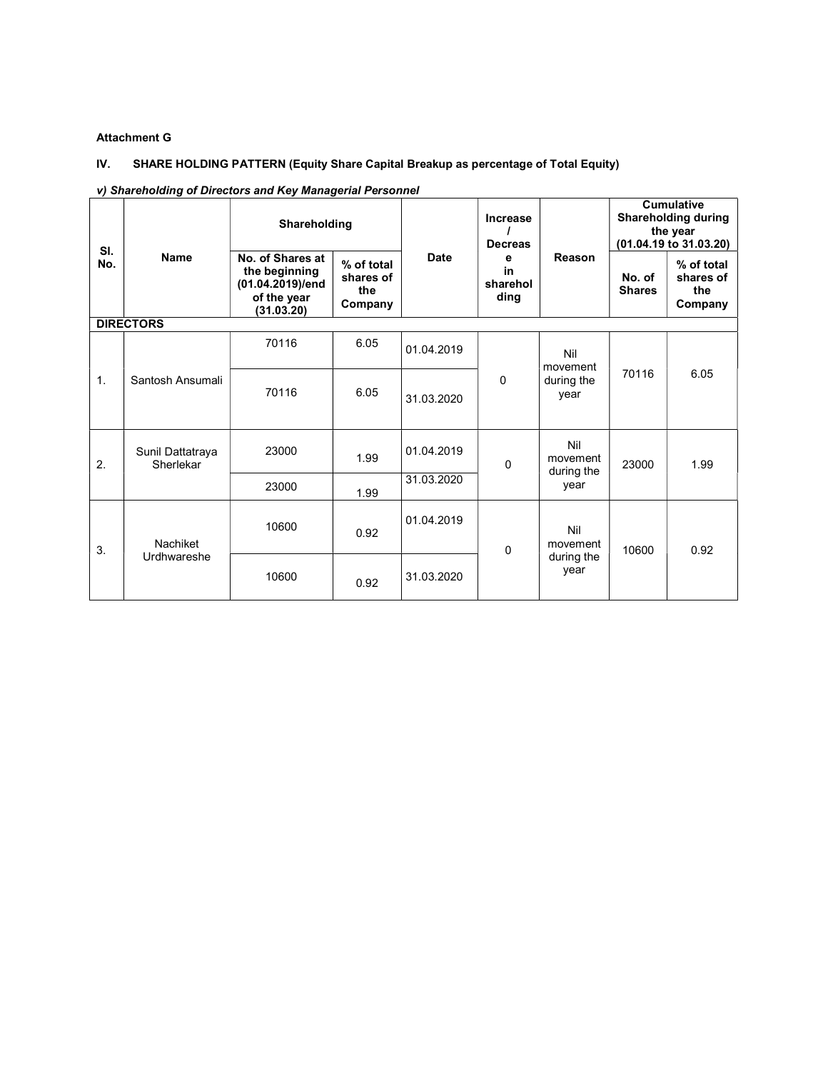**Attachment G**

**IV. SHARE HOLDING PATTERN (Equity Share Capital Breakup as percentage of Total Equity)**

***v) Shareholding of Directors and Key Managerial Personnel***

| Sl. No. | Name | Shareholding | | Date | Increase / Decrease in shareholding | Reason | Cumulative Shareholding during the year (01.04.19 to 31.03.20) | |
|---|---|---|---|---|---|---|---|---|
| | | No. of Shares at the beginning (01.04.2019)/end of the year (31.03.20) | % of total shares of the Company | | | | No. of Shares | % of total shares of the Company |
| **DIRECTORS** | | | | | | | | |
| 1. | Santosh Ansumali | 70116 | 6.05 | 01.04.2019 | 0 | Nil movement during the year | 70116 | 6.05 |
| | | 70116 | 6.05 | 31.03.2020 | | | | |
| 2. | Sunil Dattatraya Sherlekar | 23000 | 1.99 | 01.04.2019 | 0 | Nil movement during the year | 23000 | 1.99 |
| | | 23000 | 1.99 | 31.03.2020 | | | | |
| 3. | Nachiket Urdhwareshe | 10600 | 0.92 | 01.04.2019 | 0 | Nil movement during the year | 10600 | 0.92 |
| | | 10600 | 0.92 | 31.03.2020 | | | | |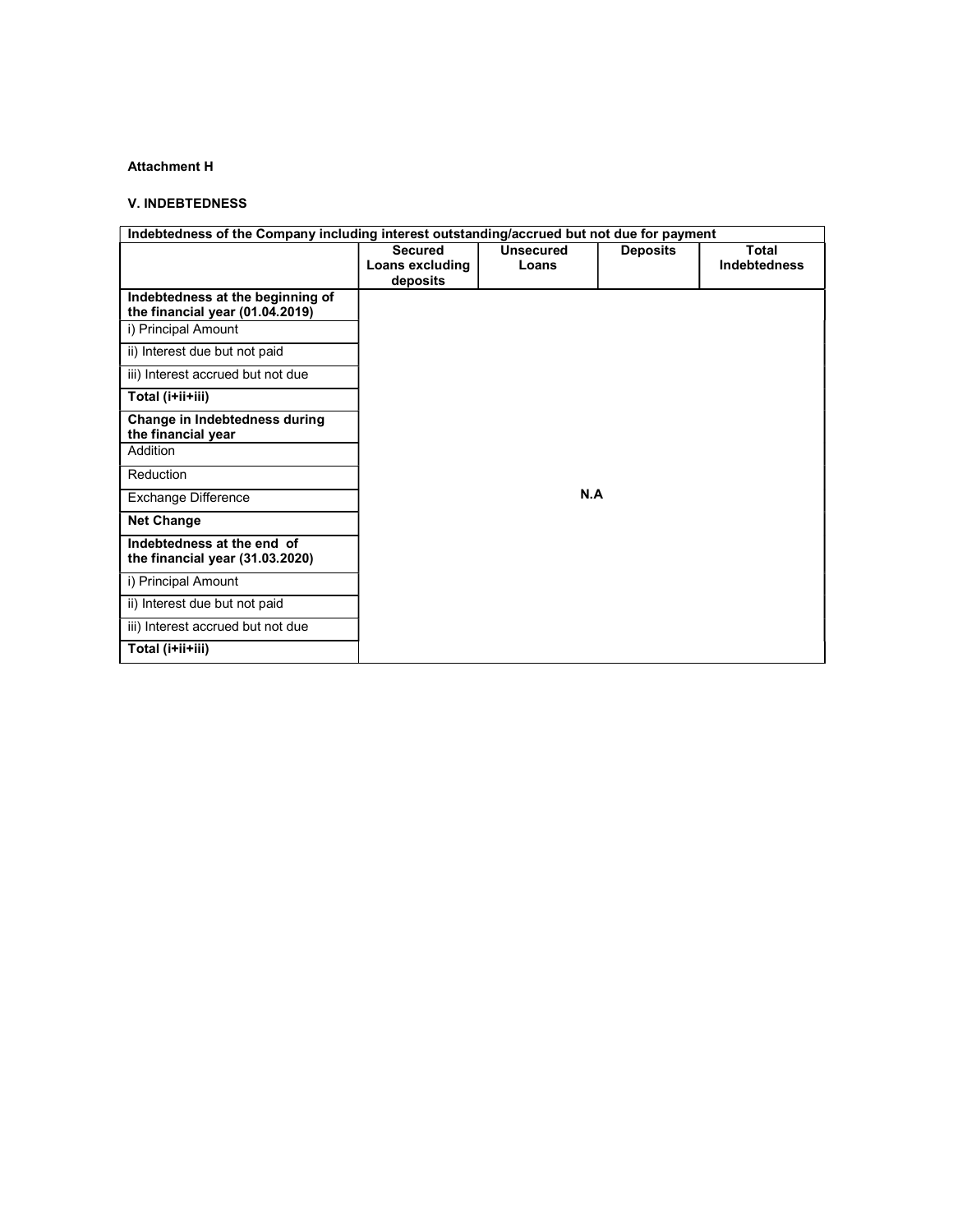**Attachment H**

**V. INDEBTEDNESS**

| Indebtedness of the Company including interest outstanding/accrued but not due for payment | | | | |
|---|---|---|---|---|
| | **Secured Loans excluding deposits** | **Unsecured Loans** | **Deposits** | **Total Indebtedness** |
| **Indebtedness at the beginning of the financial year (01.04.2019)** | | | | |
| i) Principal Amount | | | | |
| ii) Interest due but not paid | | | | |
| iii) Interest accrued but not due | | | | |
| **Total (i+ii+iii)** | | | | |
| **Change in Indebtedness during the financial year** | | | | |
| Addition | | | | |
| Reduction | | | | |
| Exchange Difference | | **N.A** | | |
| **Net Change** | | | | |
| **Indebtedness at the end of the financial year (31.03.2020)** | | | | |
| i) Principal Amount | | | | |
| ii) Interest due but not paid | | | | |
| iii) Interest accrued but not due | | | | |
| **Total (i+ii+iii)** | | | | |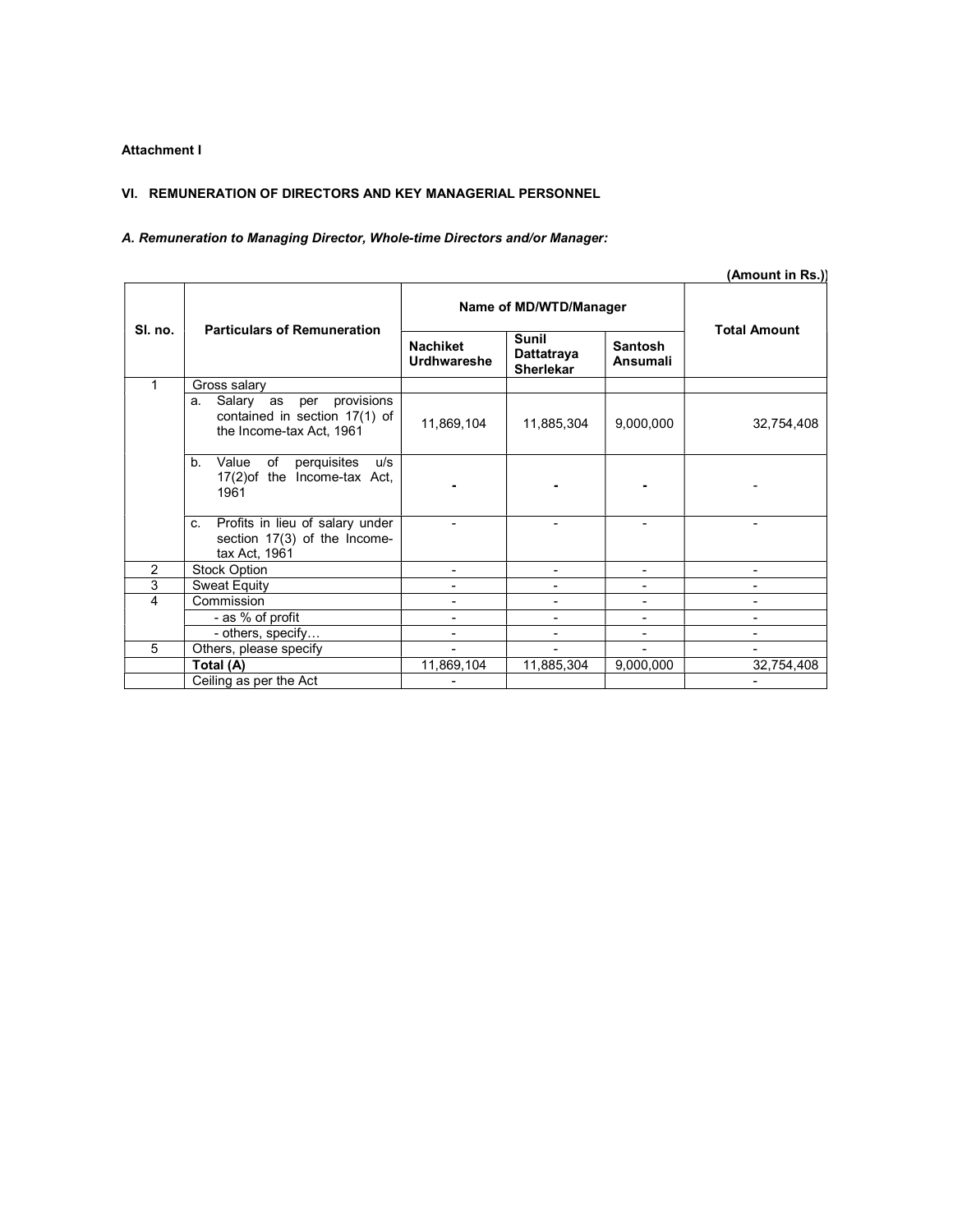**Attachment I**

**VI. REMUNERATION OF DIRECTORS AND KEY MANAGERIAL PERSONNEL**

***A. Remuneration to Managing Director, Whole-time Directors and/or Manager:***

**(Amount in Rs.)**

| Sl. no. | Particulars of Remuneration | Name of MD/WTD/Manager | | | Total Amount |
|---|---|---|---|---|---|
| | | **Nachiket Urdhwareshe** | **Sunil Dattatraya Sherlekar** | **Santosh Ansumali** | |
| 1 | Gross salary | | | | |
| | a. Salary as per provisions contained in section 17(1) of the Income-tax Act, 1961 | 11,869,104 | 11,885,304 | 9,000,000 | 32,754,408 |
| | b. Value of perquisites u/s 17(2)of the Income-tax Act, 1961 | - | - | - | - |
| | c. Profits in lieu of salary under section 17(3) of the Income-tax Act, 1961 | - | - | - | - |
| 2 | Stock Option | - | - | - | - |
| 3 | Sweat Equity | - | - | - | - |
| 4 | Commission | - | - | - | - |
| | - as % of profit | - | - | - | - |
| | - others, specify… | - | - | - | - |
| 5 | Others, please specify | - | - | - | - |
| | **Total (A)** | 11,869,104 | 11,885,304 | 9,000,000 | 32,754,408 |
| | Ceiling as per the Act | - | | | - |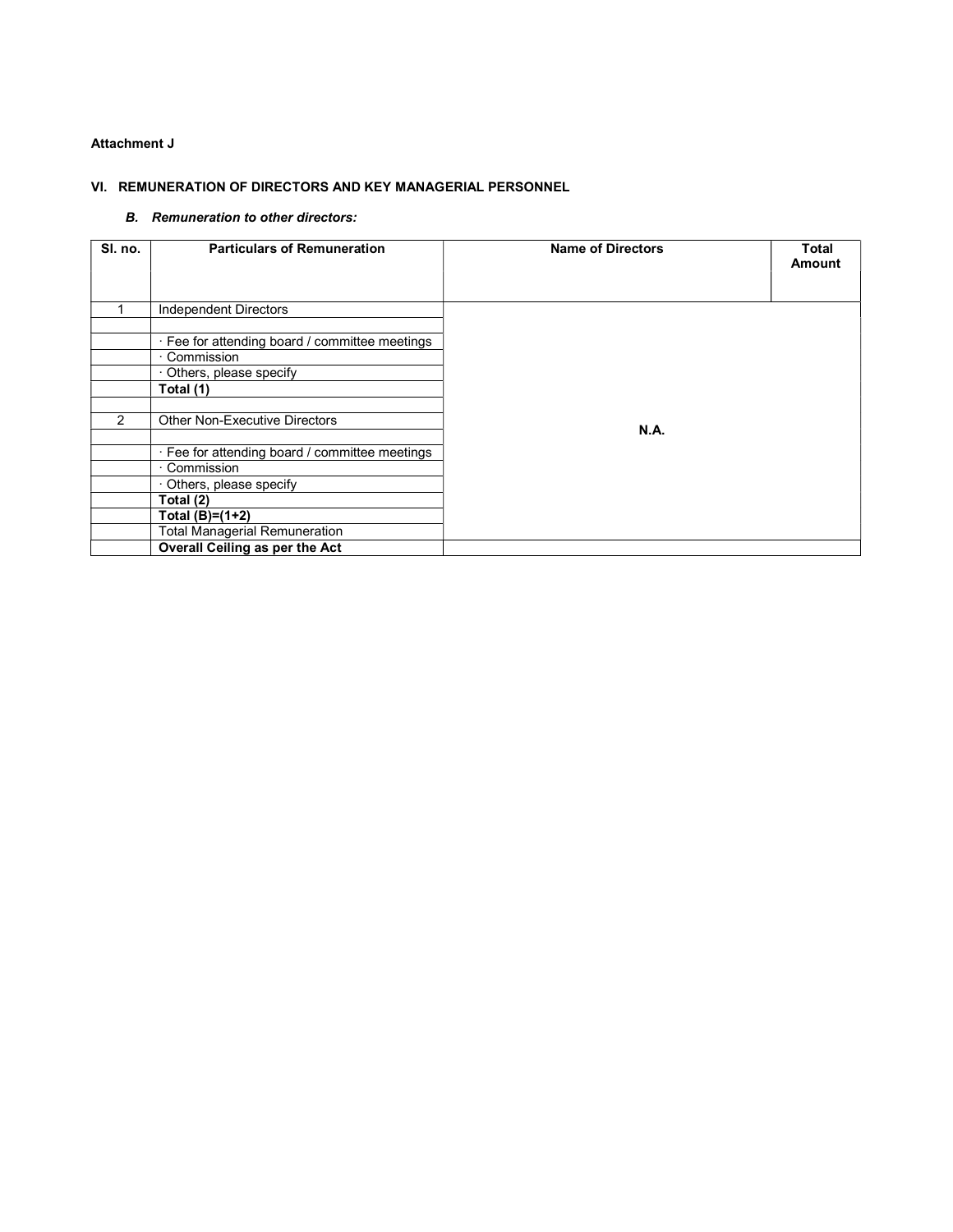**Attachment J**

## VI. REMUNERATION OF DIRECTORS AND KEY MANAGERIAL PERSONNEL

### *B. Remuneration to other directors:*

| Sl. no. | Particulars of Remuneration | Name of Directors | Total Amount |
|---|---|---|---|
| 1 | Independent Directors | N.A. | |
| | | | |
| | · Fee for attending board / committee meetings | | |
| | · Commission | | |
| | · Others, please specify | | |
| | **Total (1)** | | |
| | | | |
| 2 | Other Non-Executive Directors | | |
| | | | |
| | · Fee for attending board / committee meetings | | |
| | · Commission | | |
| | · Others, please specify | | |
| | **Total (2)** | | |
| | **Total (B)=(1+2)** | | |
| | Total Managerial Remuneration | | |
| | **Overall Ceiling as per the Act** | | |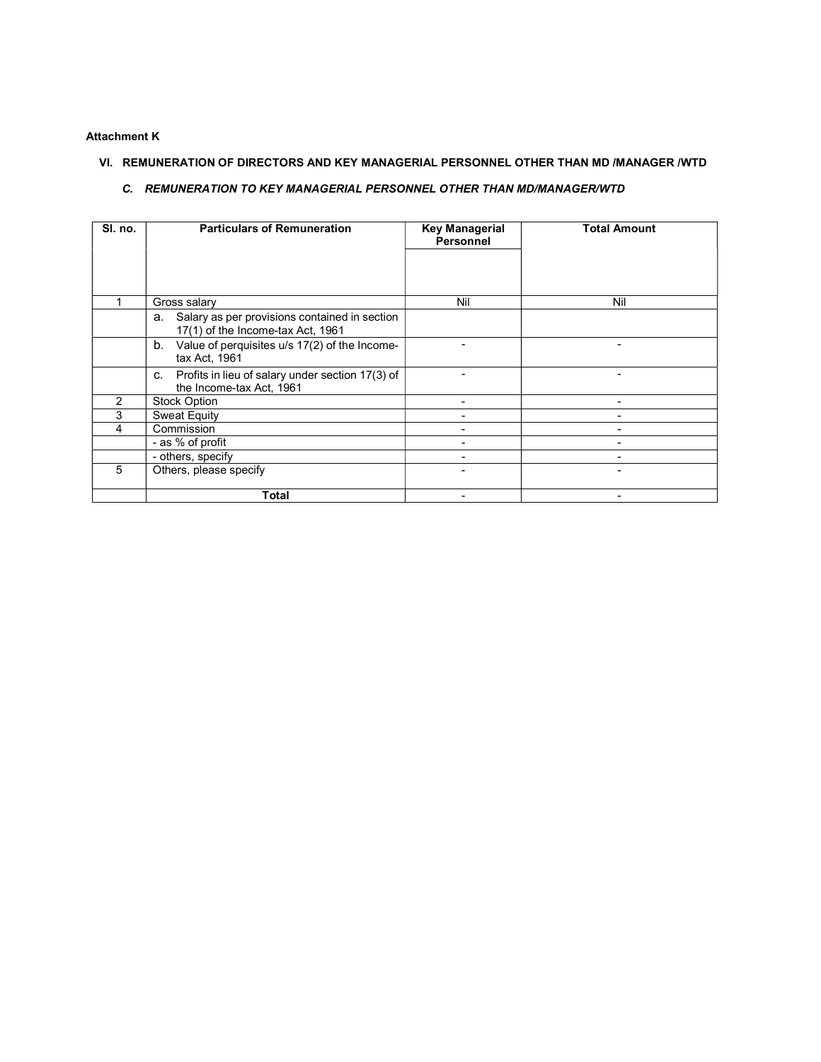**Attachment K**

## VI. REMUNERATION OF DIRECTORS AND KEY MANAGERIAL PERSONNEL OTHER THAN MD /MANAGER /WTD

### *C. REMUNERATION TO KEY MANAGERIAL PERSONNEL OTHER THAN MD/MANAGER/WTD*

| Sl. no. | Particulars of Remuneration | Key Managerial Personnel | Total Amount |
|---|---|---|---|
| 1 | Gross salary | Nil | Nil |
| | a. Salary as per provisions contained in section 17(1) of the Income-tax Act, 1961 | | |
| | b. Value of perquisites u/s 17(2) of the Income-tax Act, 1961 | - | - |
| | c. Profits in lieu of salary under section 17(3) of the Income-tax Act, 1961 | - | - |
| 2 | Stock Option | - | - |
| 3 | Sweat Equity | - | - |
| 4 | Commission | - | - |
| | - as % of profit | - | - |
| | - others, specify | - | - |
| 5 | Others, please specify | - | - |
| | **Total** | - | - |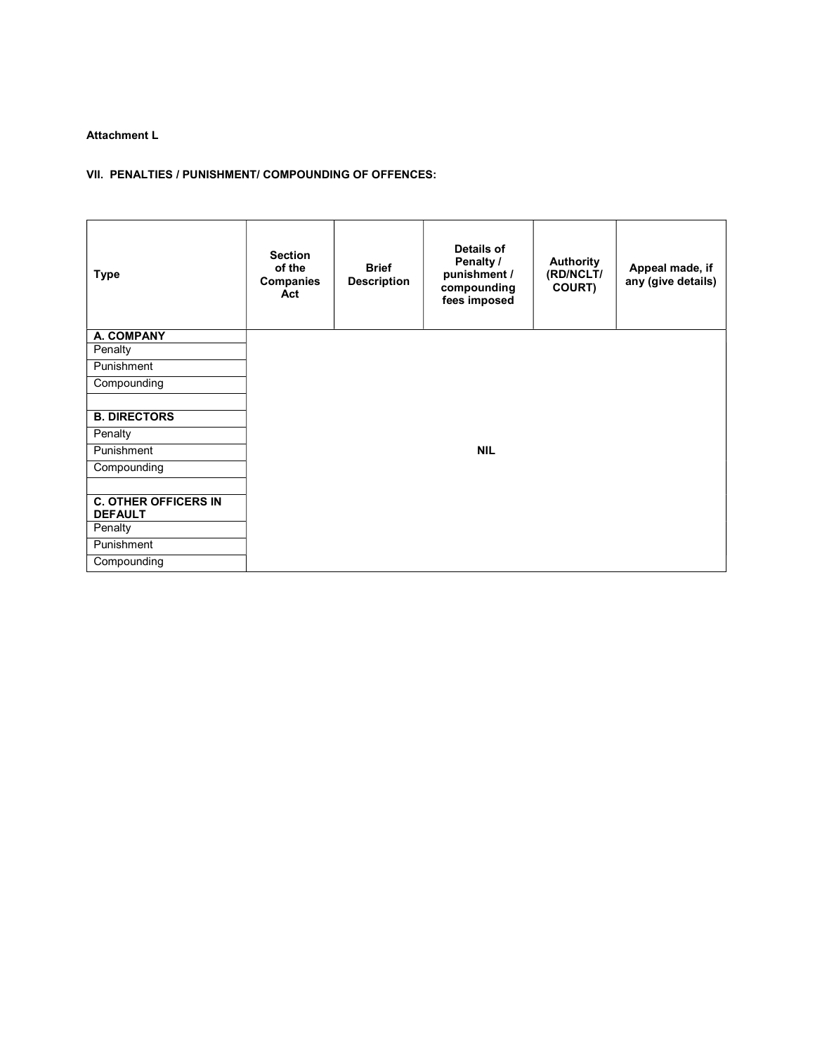**Attachment L**

**VII. PENALTIES / PUNISHMENT/ COMPOUNDING OF OFFENCES:**

| Type | Section of the Companies Act | Brief Description | Details of Penalty / punishment / compounding fees imposed | Authority (RD/NCLT/ COURT) | Appeal made, if any (give details) |
|---|---|---|---|---|---|
| **A. COMPANY** | | | | | |
| Penalty | | | | | |
| Punishment | | | | | |
| Compounding | | | | | |
| | | | | | |
| **B. DIRECTORS** | | | | | |
| Penalty | | | | | |
| Punishment | | | **NIL** | | |
| Compounding | | | | | |
| | | | | | |
| **C. OTHER OFFICERS IN DEFAULT** | | | | | |
| Penalty | | | | | |
| Punishment | | | | | |
| Compounding | | | | | |